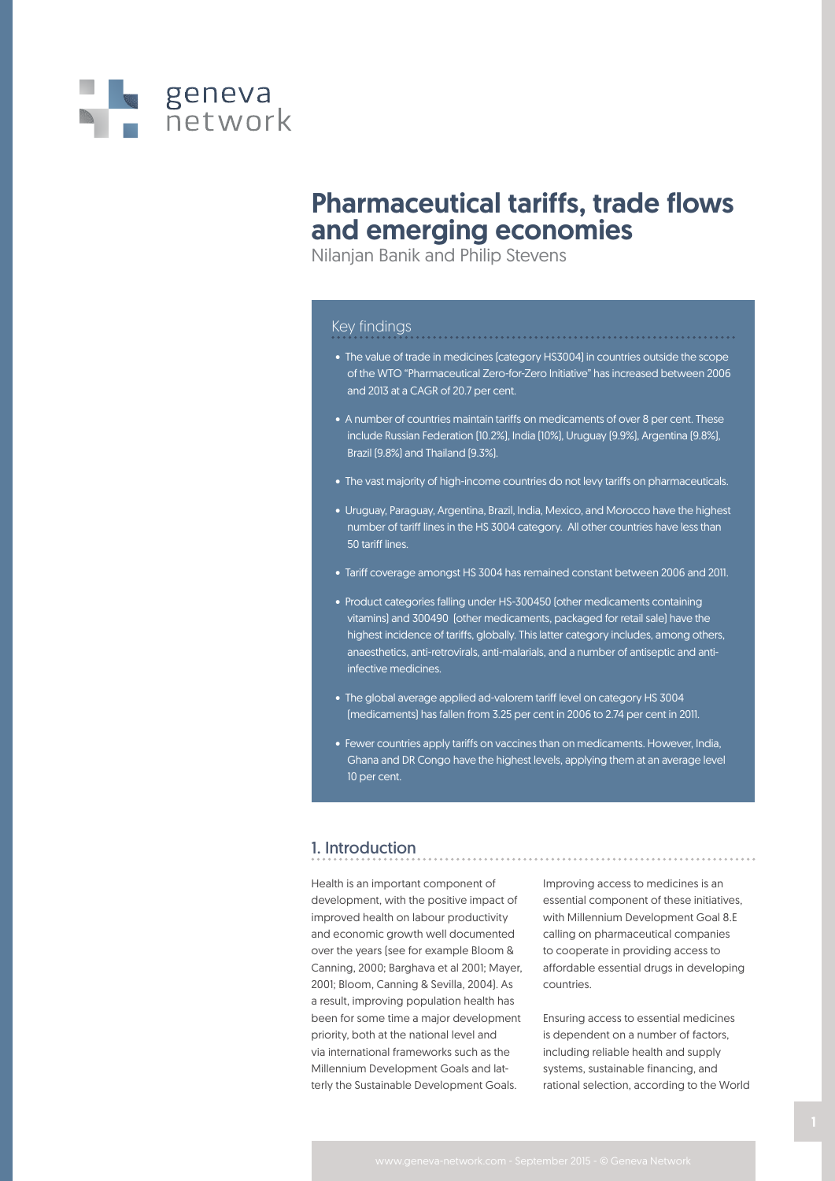geneva network

# Pharmaceutical tariffs, trade flows and emerging economies

Nilanjan Banik and Philip Stevens

## Key findings

- The value of trade in medicines (category HS3004) in countries outside the scope of the WTO "Pharmaceutical Zero-for-Zero Initiative" has increased between 2006 and 2013 at a CAGR of 20.7 per cent.
- A number of countries maintain tariffs on medicaments of over 8 per cent. These include Russian Federation (10.2%), India (10%), Uruguay (9.9%), Argentina (9.8%), Brazil (9.8%) and Thailand (9.3%).
- The vast majority of high-income countries do not levy tariffs on pharmaceuticals.
- Uruguay, Paraguay, Argentina, Brazil, India, Mexico, and Morocco have the highest number of tariff lines in the HS 3004 category. All other countries have less than 50 tariff lines.
- Tariff coverage amongst HS 3004 has remained constant between 2006 and 2011.
- Product categories falling under HS-300450 (other medicaments containing vitamins) and 300490 (other medicaments, packaged for retail sale) have the highest incidence of tariffs, globally. This latter category includes, among others, anaesthetics, anti-retrovirals, anti-malarials, and a number of antiseptic and anti-infective medicines.
- The global average applied ad-valorem tariff level on category HS 3004 (medicaments) has fallen from 3.25 per cent in 2006 to 2.74 per cent in 2011.
- Fewer countries apply tariffs on vaccines than on medicaments. However, India, Ghana and DR Congo have the highest levels, applying them at an average level 10 per cent.

## 1. Introduction

Health is an important component of development, with the positive impact of improved health on labour productivity and economic growth well documented over the years (see for example Bloom & Canning, 2000; Barghava et al 2001; Mayer, 2001; Bloom, Canning & Sevilla, 2004). As a result, improving population health has been for some time a major development priority, both at the national level and via international frameworks such as the Millennium Development Goals and latterly the Sustainable Development Goals.

Improving access to medicines is an essential component of these initiatives, with Millennium Development Goal 8.E calling on pharmaceutical companies to cooperate in providing access to affordable essential drugs in developing countries.

Ensuring access to essential medicines is dependent on a number of factors, including reliable health and supply systems, sustainable financing, and rational selection, according to the World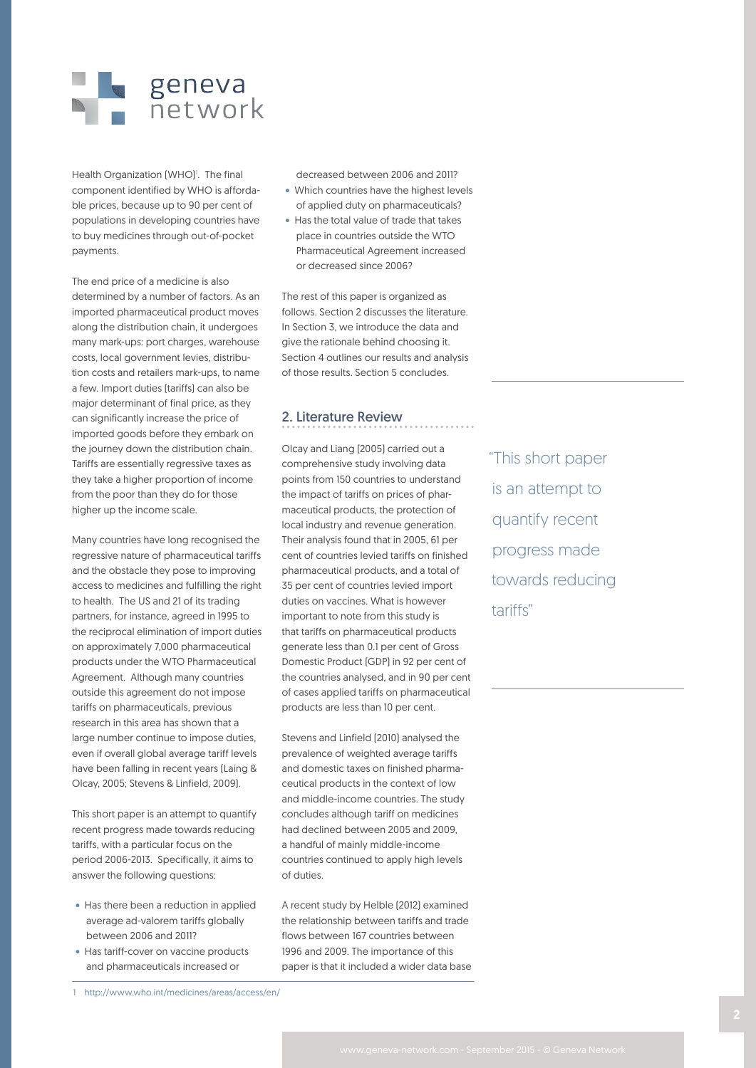Health Organization (WHO)[1]. The final component identified by WHO is affordable prices, because up to 90 per cent of populations in developing countries have to buy medicines through out-of-pocket payments.

The end price of a medicine is also determined by a number of factors. As an imported pharmaceutical product moves along the distribution chain, it undergoes many mark-ups: port charges, warehouse costs, local government levies, distribution costs and retailers mark-ups, to name a few. Import duties (tariffs) can also be major determinant of final price, as they can significantly increase the price of imported goods before they embark on the journey down the distribution chain. Tariffs are essentially regressive taxes as they take a higher proportion of income from the poor than they do for those higher up the income scale.

Many countries have long recognised the regressive nature of pharmaceutical tariffs and the obstacle they pose to improving access to medicines and fulfilling the right to health. The US and 21 of its trading partners, for instance, agreed in 1995 to the reciprocal elimination of import duties on approximately 7,000 pharmaceutical products under the WTO Pharmaceutical Agreement. Although many countries outside this agreement do not impose tariffs on pharmaceuticals, previous research in this area has shown that a large number continue to impose duties, even if overall global average tariff levels have been falling in recent years (Laing & Olcay, 2005; Stevens & Linfield, 2009).

This short paper is an attempt to quantify recent progress made towards reducing tariffs, with a particular focus on the period 2006-2013. Specifically, it aims to answer the following questions:

- Has there been a reduction in applied average ad-valorem tariffs globally between 2006 and 2011?
- Has tariff-cover on vaccine products and pharmaceuticals increased or decreased between 2006 and 2011?
- Which countries have the highest levels of applied duty on pharmaceuticals?
- Has the total value of trade that takes place in countries outside the WTO Pharmaceutical Agreement increased or decreased since 2006?

The rest of this paper is organized as follows. Section 2 discusses the literature. In Section 3, we introduce the data and give the rationale behind choosing it. Section 4 outlines our results and analysis of those results. Section 5 concludes.

## 2. Literature Review

Olcay and Liang (2005) carried out a comprehensive study involving data points from 150 countries to understand the impact of tariffs on prices of pharmaceutical products, the protection of local industry and revenue generation. Their analysis found that in 2005, 61 per cent of countries levied tariffs on finished pharmaceutical products, and a total of 35 per cent of countries levied import duties on vaccines. What is however important to note from this study is that tariffs on pharmaceutical products generate less than 0.1 per cent of Gross Domestic Product (GDP) in 92 per cent of the countries analysed, and in 90 per cent of cases applied tariffs on pharmaceutical products are less than 10 per cent.

Stevens and Linfield (2010) analysed the prevalence of weighted average tariffs and domestic taxes on finished pharmaceutical products in the context of low and middle-income countries. The study concludes although tariff on medicines had declined between 2005 and 2009, a handful of mainly middle-income countries continued to apply high levels of duties.

A recent study by Helble (2012) examined the relationship between tariffs and trade flows between 167 countries between 1996 and 2009. The importance of this paper is that it included a wider data base

> "This short paper is an attempt to quantify recent progress made towards reducing tariffs"

1 http://www.who.int/medicines/areas/access/en/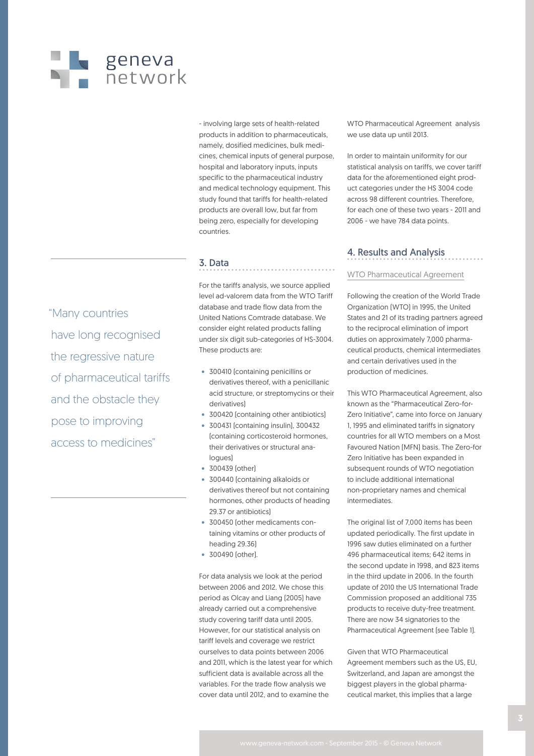- involving large sets of health-related products in addition to pharmaceuticals, namely, dosified medicines, bulk medicines, chemical inputs of general purpose, hospital and laboratory inputs, inputs specific to the pharmaceutical industry and medical technology equipment. This study found that tariffs for health-related products are overall low, but far from being zero, especially for developing countries.

“Many countries have long recognised the regressive nature of pharmaceutical tariffs and the obstacle they pose to improving access to medicines”

## 3. Data

For the tariffs analysis, we source applied level ad-valorem data from the WTO Tariff database and trade flow data from the United Nations Comtrade database. We consider eight related products falling under six digit sub-categories of HS-3004. These products are:

- 300410 (containing penicillins or derivatives thereof, with a penicillanic acid structure, or streptomycins or their derivatives)
- 300420 (containing other antibiotics)
- 300431 (containing insulin), 300432 (containing corticosteroid hormones, their derivatives or structural analogues)
- 300439 (other)
- 300440 (containing alkaloids or derivatives thereof but not containing hormones, other products of heading 29.37 or antibiotics)
- 300450 (other medicaments containing vitamins or other products of heading 29.36)
- 300490 (other).

For data analysis we look at the period between 2006 and 2012. We chose this period as Olcay and Liang (2005) have already carried out a comprehensive study covering tariff data until 2005. However, for our statistical analysis on tariff levels and coverage we restrict ourselves to data points between 2006 and 2011, which is the latest year for which sufficient data is available across all the variables. For the trade flow analysis we cover data until 2012, and to examine the WTO Pharmaceutical Agreement analysis we use data up until 2013.

In order to maintain uniformity for our statistical analysis on tariffs, we cover tariff data for the aforementioned eight product categories under the HS 3004 code across 98 different countries. Therefore, for each one of these two years - 2011 and 2006 - we have 784 data points.

## 4. Results and Analysis

### WTO Pharmaceutical Agreement

Following the creation of the World Trade Organization (WTO) in 1995, the United States and 21 of its trading partners agreed to the reciprocal elimination of import duties on approximately 7,000 pharmaceutical products, chemical intermediates and certain derivatives used in the production of medicines.

This WTO Pharmaceutical Agreement, also known as the “Pharmaceutical Zero-for-Zero Initiative”, came into force on January 1, 1995 and eliminated tariffs in signatory countries for all WTO members on a Most Favoured Nation (MFN) basis. The Zero-for Zero Initiative has been expanded in subsequent rounds of WTO negotiation to include additional international non-proprietary names and chemical intermediates.

The original list of 7,000 items has been updated periodically. The first update in 1996 saw duties eliminated on a further 496 pharmaceutical items; 642 items in the second update in 1998, and 823 items in the third update in 2006. In the fourth update of 2010 the US International Trade Commission proposed an additional 735 products to receive duty-free treatment. There are now 34 signatories to the Pharmaceutical Agreement (see Table 1).

Given that WTO Pharmaceutical Agreement members such as the US, EU, Switzerland, and Japan are amongst the biggest players in the global pharmaceutical market, this implies that a large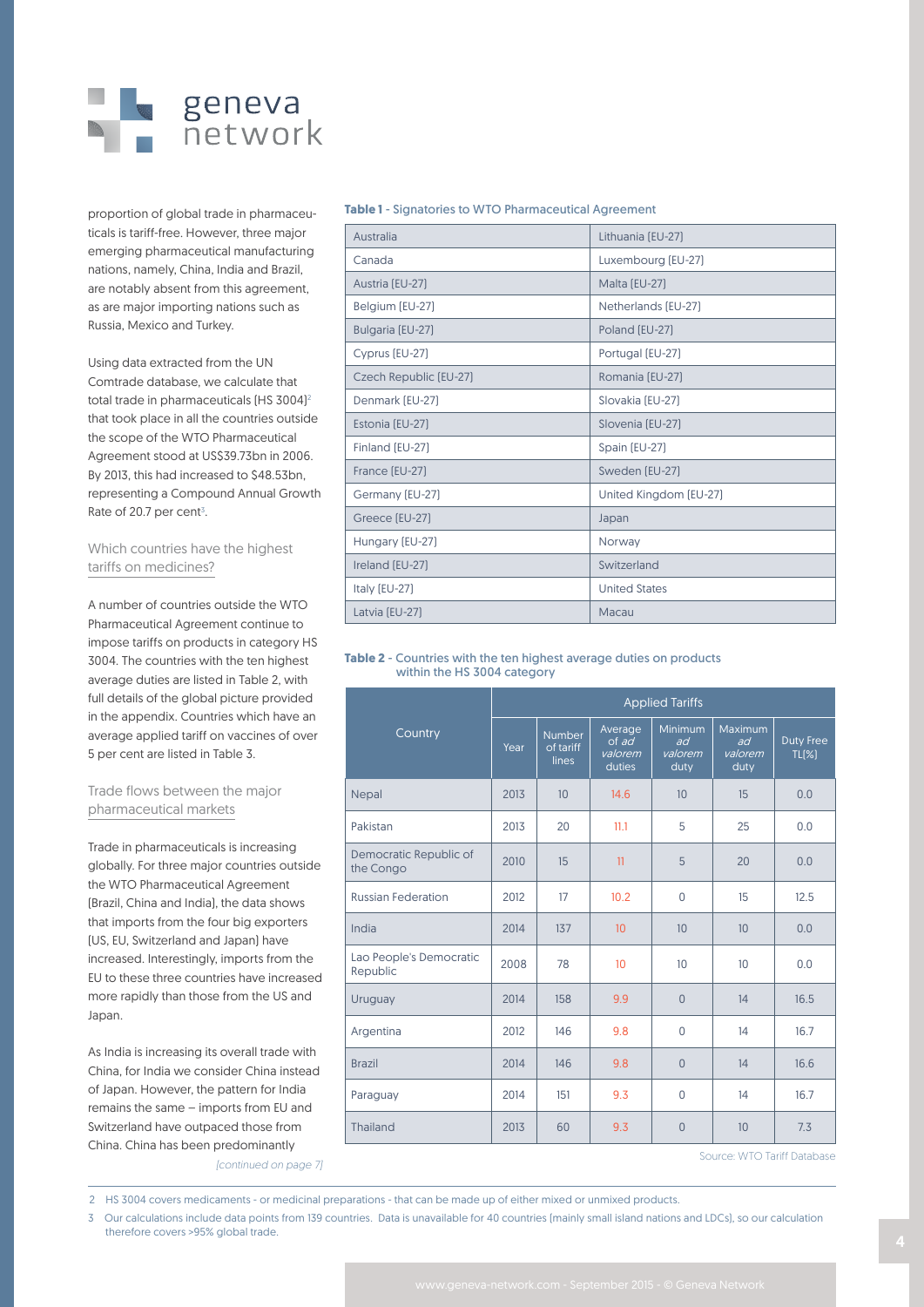proportion of global trade in pharmaceuticals is tariff-free. However, three major emerging pharmaceutical manufacturing nations, namely, China, India and Brazil, are notably absent from this agreement, as are major importing nations such as Russia, Mexico and Turkey.

Using data extracted from the UN Comtrade database, we calculate that total trade in pharmaceuticals (HS 3004)[2] that took place in all the countries outside the scope of the WTO Pharmaceutical Agreement stood at US$39.73bn in 2006. By 2013, this had increased to $48.53bn, representing a Compound Annual Growth Rate of 20.7 per cent[3].

## Which countries have the highest tariffs on medicines?

A number of countries outside the WTO Pharmaceutical Agreement continue to impose tariffs on products in category HS 3004. The countries with the ten highest average duties are listed in Table 2, with full details of the global picture provided in the appendix. Countries which have an average applied tariff on vaccines of over 5 per cent are listed in Table 3.

## Trade flows between the major pharmaceutical markets

Trade in pharmaceuticals is increasing globally. For three major countries outside the WTO Pharmaceutical Agreement (Brazil, China and India), the data shows that imports from the four big exporters (US, EU, Switzerland and Japan) have increased. Interestingly, imports from the EU to these three countries have increased more rapidly than those from the US and Japan.

As India is increasing its overall trade with China, for India we consider China instead of Japan. However, the pattern for India remains the same – imports from EU and Switzerland have outpaced those from China. China has been predominantly

*(continued on page 7)*

**Table 1** - Signatories to WTO Pharmaceutical Agreement

| | |
|---|---|
| Australia | Lithuania (EU-27) |
| Canada | Luxembourg (EU-27) |
| Austria (EU-27) | Malta (EU-27) |
| Belgium (EU-27) | Netherlands (EU-27) |
| Bulgaria (EU-27) | Poland (EU-27) |
| Cyprus (EU-27) | Portugal (EU-27) |
| Czech Republic (EU-27) | Romania (EU-27) |
| Denmark (EU-27) | Slovakia (EU-27) |
| Estonia (EU-27) | Slovenia (EU-27) |
| Finland (EU-27) | Spain (EU-27) |
| France (EU-27) | Sweden (EU-27) |
| Germany (EU-27) | United Kingdom (EU-27) |
| Greece (EU-27) | Japan |
| Hungary (EU-27) | Norway |
| Ireland (EU-27) | Switzerland |
| Italy (EU-27) | United States |
| Latvia (EU-27) | Macau |

**Table 2** - Countries with the ten highest average duties on products within the HS 3004 category

| Country | Applied Tariffs | | | | | |
|---|---|---|---|---|---|---|
| | Year | Number of tariff lines | Average of *ad valorem* duties | Minimum *ad valorem* duty | Maximum *ad valorem* duty | Duty Free TL(%) |
| Nepal | 2013 | 10 | 14.6 | 10 | 15 | 0.0 |
| Pakistan | 2013 | 20 | 11.1 | 5 | 25 | 0.0 |
| Democratic Republic of the Congo | 2010 | 15 | 11 | 5 | 20 | 0.0 |
| Russian Federation | 2012 | 17 | 10.2 | 0 | 15 | 12.5 |
| India | 2014 | 137 | 10 | 10 | 10 | 0.0 |
| Lao People's Democratic Republic | 2008 | 78 | 10 | 10 | 10 | 0.0 |
| Uruguay | 2014 | 158 | 9.9 | 0 | 14 | 16.5 |
| Argentina | 2012 | 146 | 9.8 | 0 | 14 | 16.7 |
| Brazil | 2014 | 146 | 9.8 | 0 | 14 | 16.6 |
| Paraguay | 2014 | 151 | 9.3 | 0 | 14 | 16.7 |
| Thailand | 2013 | 60 | 9.3 | 0 | 10 | 7.3 |

Source: WTO Tariff Database

2 HS 3004 covers medicaments - or medicinal preparations - that can be made up of either mixed or unmixed products.

3 Our calculations include data points from 139 countries. Data is unavailable for 40 countries (mainly small island nations and LDCs), so our calculation therefore covers >95% global trade.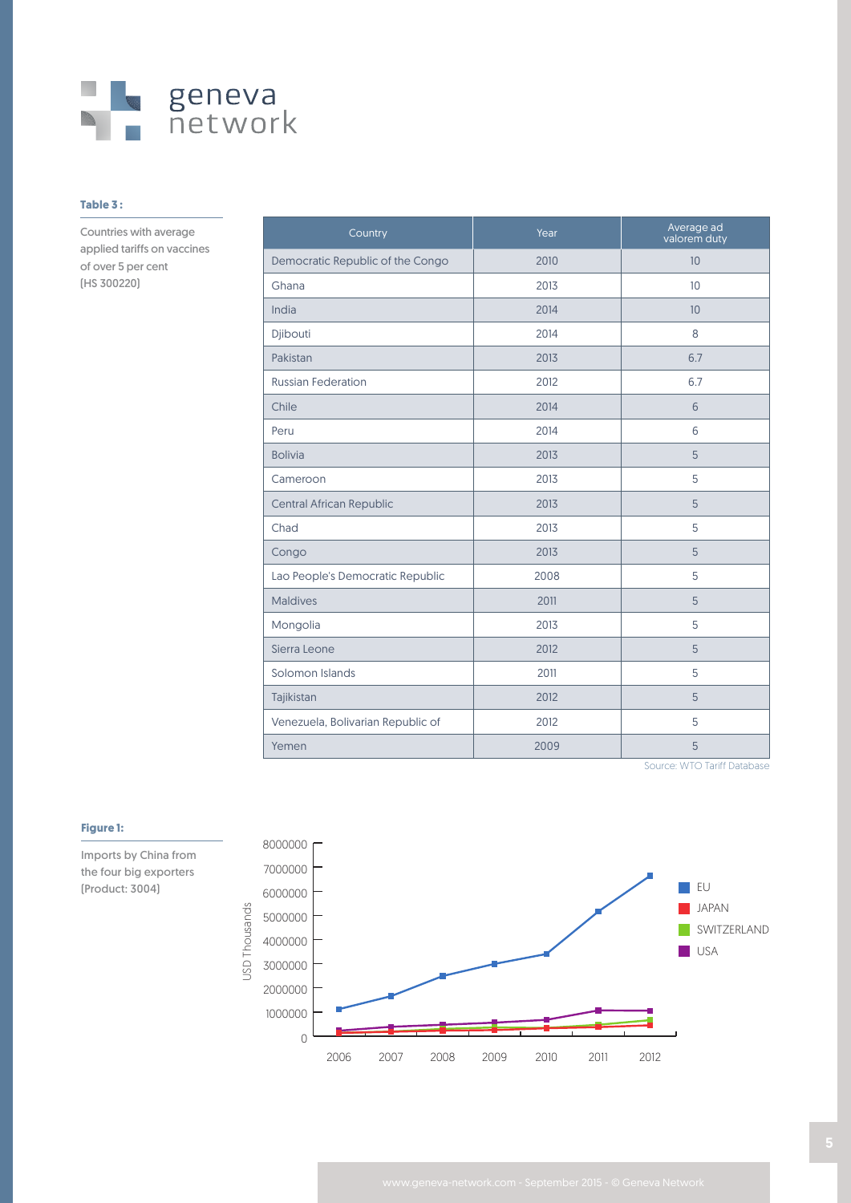**Table 3 :**

Countries with average applied tariffs on vaccines of over 5 per cent (HS 300220)

| Country | Year | Average ad valorem duty |
|---|---|---|
| Democratic Republic of the Congo | 2010 | 10 |
| Ghana | 2013 | 10 |
| India | 2014 | 10 |
| Djibouti | 2014 | 8 |
| Pakistan | 2013 | 6.7 |
| Russian Federation | 2012 | 6.7 |
| Chile | 2014 | 6 |
| Peru | 2014 | 6 |
| Bolivia | 2013 | 5 |
| Cameroon | 2013 | 5 |
| Central African Republic | 2013 | 5 |
| Chad | 2013 | 5 |
| Congo | 2013 | 5 |
| Lao People's Democratic Republic | 2008 | 5 |
| Maldives | 2011 | 5 |
| Mongolia | 2013 | 5 |
| Sierra Leone | 2012 | 5 |
| Solomon Islands | 2011 | 5 |
| Tajikistan | 2012 | 5 |
| Venezuela, Bolivarian Republic of | 2012 | 5 |
| Yemen | 2009 | 5 |

Source: WTO Tariff Database

**Figure 1:**

Imports by China from the four big exporters (Product: 3004)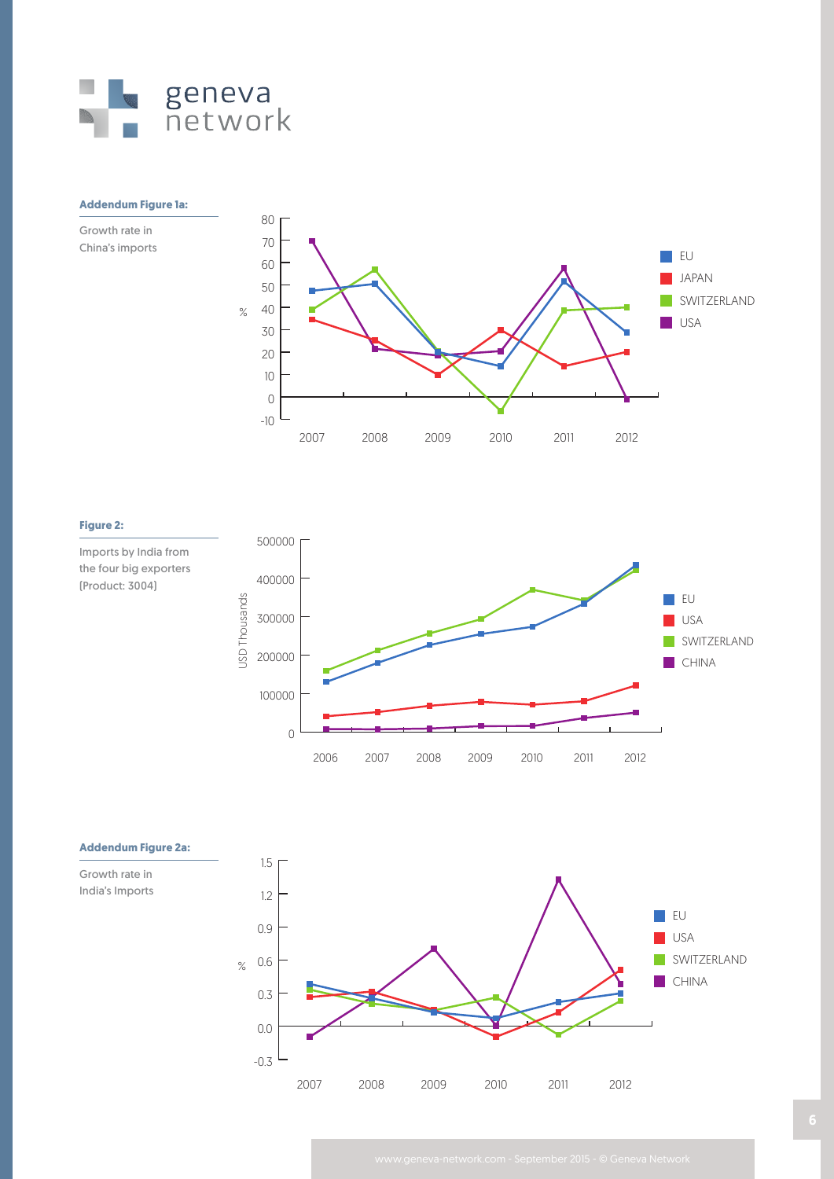**Addendum Figure 1a:**

Growth rate in China's imports

**Figure 2:**

Imports by India from the four big exporters (Product: 3004)

**Addendum Figure 2a:**

Growth rate in India's Imports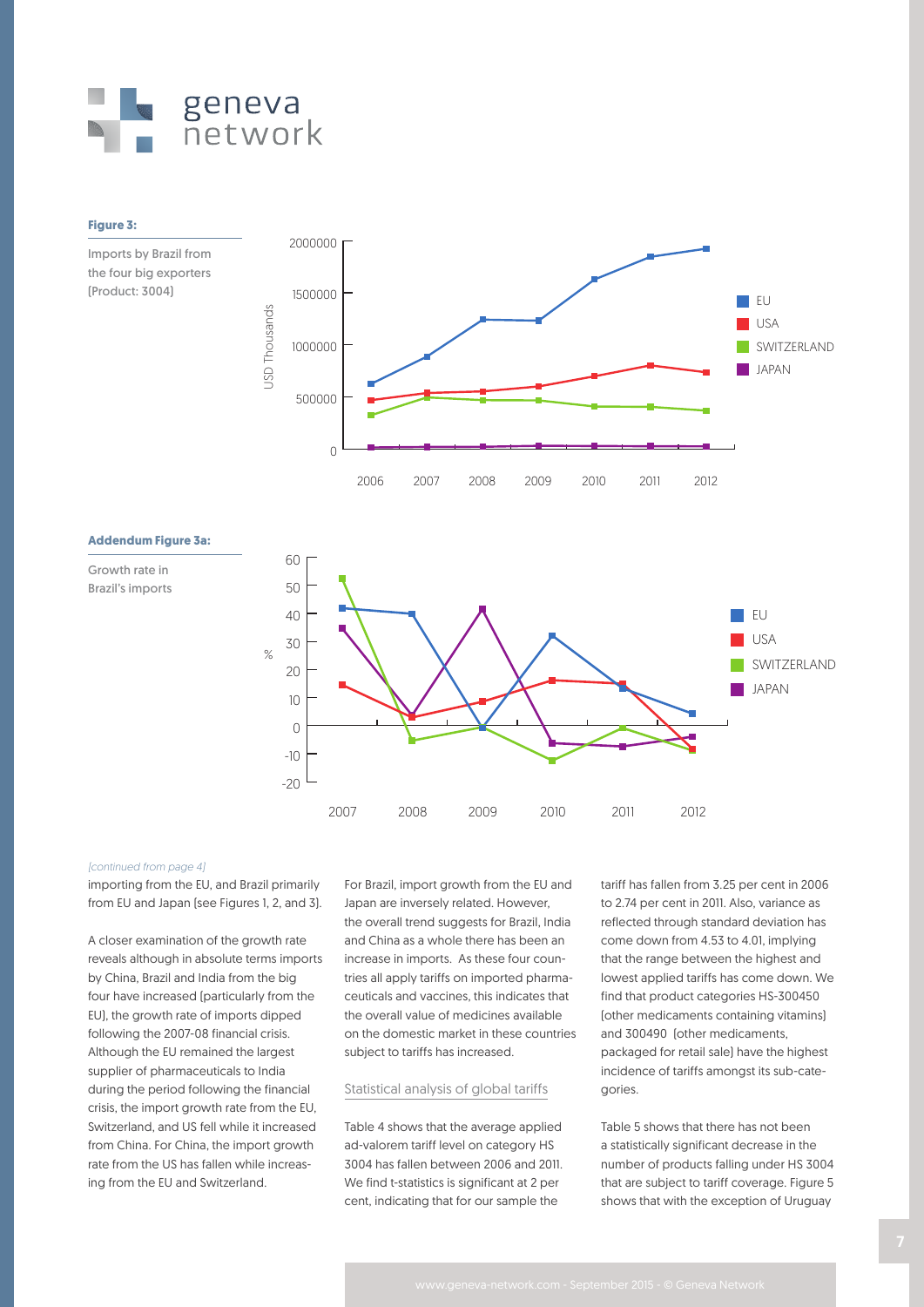**Figure 3:**

Imports by Brazil from the four big exporters (Product: 3004)

**Addendum Figure 3a:**

Growth rate in Brazil's imports

*[continued from page 4]*

importing from the EU, and Brazil primarily from EU and Japan (see Figures 1, 2, and 3).

A closer examination of the growth rate reveals although in absolute terms imports by China, Brazil and India from the big four have increased (particularly from the EU), the growth rate of imports dipped following the 2007-08 financial crisis. Although the EU remained the largest supplier of pharmaceuticals to India during the period following the financial crisis, the import growth rate from the EU, Switzerland, and US fell while it increased from China. For China, the import growth rate from the US has fallen while increasing from the EU and Switzerland.

For Brazil, import growth from the EU and Japan are inversely related. However, the overall trend suggests for Brazil, India and China as a whole there has been an increase in imports. As these four countries all apply tariffs on imported pharmaceuticals and vaccines, this indicates that the overall value of medicines available on the domestic market in these countries subject to tariffs has increased.

## Statistical analysis of global tariffs

Table 4 shows that the average applied ad-valorem tariff level on category HS 3004 has fallen between 2006 and 2011. We find t-statistics is significant at 2 per cent, indicating that for our sample the tariff has fallen from 3.25 per cent in 2006 to 2.74 per cent in 2011. Also, variance as reflected through standard deviation has come down from 4.53 to 4.01, implying that the range between the highest and lowest applied tariffs has come down. We find that product categories HS-300450 (other medicaments containing vitamins) and 300490 (other medicaments, packaged for retail sale) have the highest incidence of tariffs amongst its sub-categories.

Table 5 shows that there has not been a statistically significant decrease in the number of products falling under HS 3004 that are subject to tariff coverage. Figure 5 shows that with the exception of Uruguay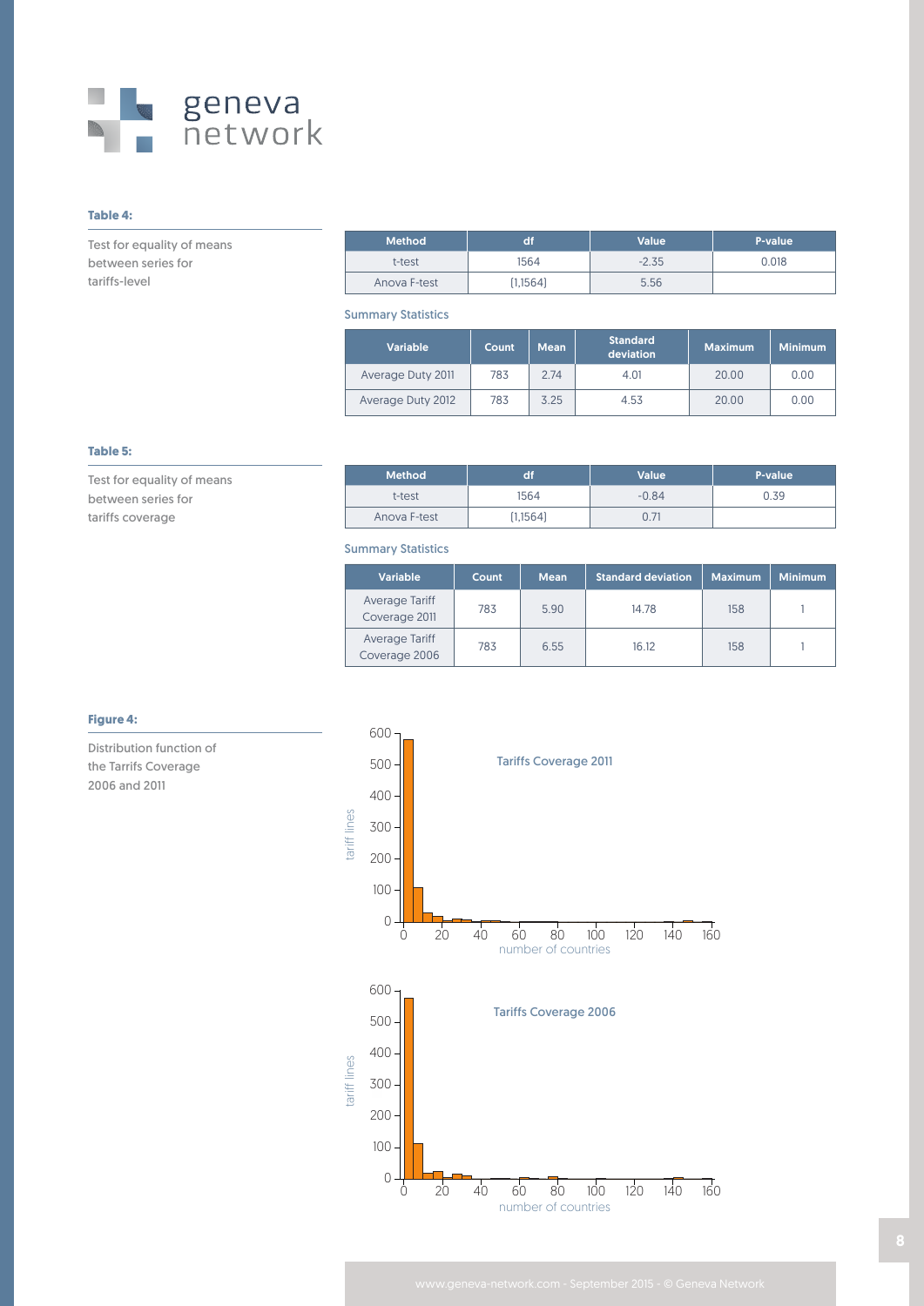**Table 4:**

Test for equality of means between series for tariffs-level

| Method | df | Value | P-value |
|---|---|---|---|
| t-test | 1564 | -2.35 | 0.018 |
| Anova F-test | (1,1564) | 5.56 | |

Summary Statistics

| Variable | Count | Mean | Standard deviation | Maximum | Minimum |
|---|---|---|---|---|---|
| Average Duty 2011 | 783 | 2.74 | 4.01 | 20.00 | 0.00 |
| Average Duty 2012 | 783 | 3.25 | 4.53 | 20.00 | 0.00 |

**Table 5:**

Test for equality of means between series for tariffs coverage

| Method | df | Value | P-value |
|---|---|---|---|
| t-test | 1564 | -0.84 | 0.39 |
| Anova F-test | (1,1564) | 0.71 | |

Summary Statistics

| Variable | Count | Mean | Standard deviation | Maximum | Minimum |
|---|---|---|---|---|---|
| Average Tariff Coverage 2011 | 783 | 5.90 | 14.78 | 158 | 1 |
| Average Tariff Coverage 2006 | 783 | 6.55 | 16.12 | 158 | 1 |

**Figure 4:**

Distribution function of the Tarrifs Coverage 2006 and 2011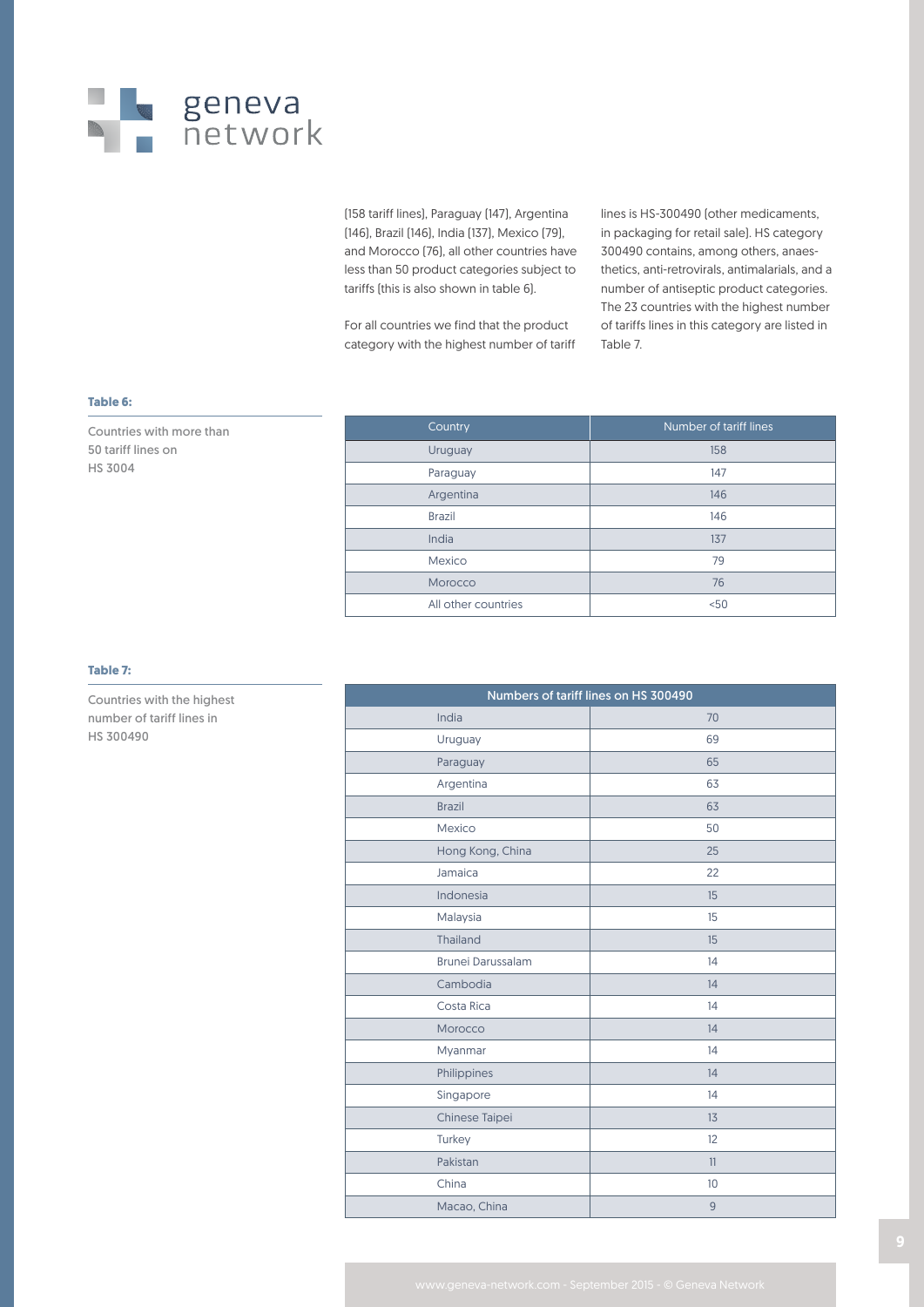(158 tariff lines), Paraguay (147), Argentina (146), Brazil (146), India (137), Mexico (79), and Morocco (76), all other countries have less than 50 product categories subject to tariffs (this is also shown in table 6).

For all countries we find that the product category with the highest number of tariff lines is HS-300490 (other medicaments, in packaging for retail sale). HS category 300490 contains, among others, anaesthetics, anti-retrovirals, antimalarials, and a number of antiseptic product categories. The 23 countries with the highest number of tariffs lines in this category are listed in Table 7.

**Table 6:**

Countries with more than 50 tariff lines on HS 3004

| Country | Number of tariff lines |
| --- | --- |
| Uruguay | 158 |
| Paraguay | 147 |
| Argentina | 146 |
| Brazil | 146 |
| India | 137 |
| Mexico | 79 |
| Morocco | 76 |
| All other countries | <50 |

**Table 7:**

Countries with the highest number of tariff lines in HS 300490

| Numbers of tariff lines on HS 300490 | |
| --- | --- |
| India | 70 |
| Uruguay | 69 |
| Paraguay | 65 |
| Argentina | 63 |
| Brazil | 63 |
| Mexico | 50 |
| Hong Kong, China | 25 |
| Jamaica | 22 |
| Indonesia | 15 |
| Malaysia | 15 |
| Thailand | 15 |
| Brunei Darussalam | 14 |
| Cambodia | 14 |
| Costa Rica | 14 |
| Morocco | 14 |
| Myanmar | 14 |
| Philippines | 14 |
| Singapore | 14 |
| Chinese Taipei | 13 |
| Turkey | 12 |
| Pakistan | 11 |
| China | 10 |
| Macao, China | 9 |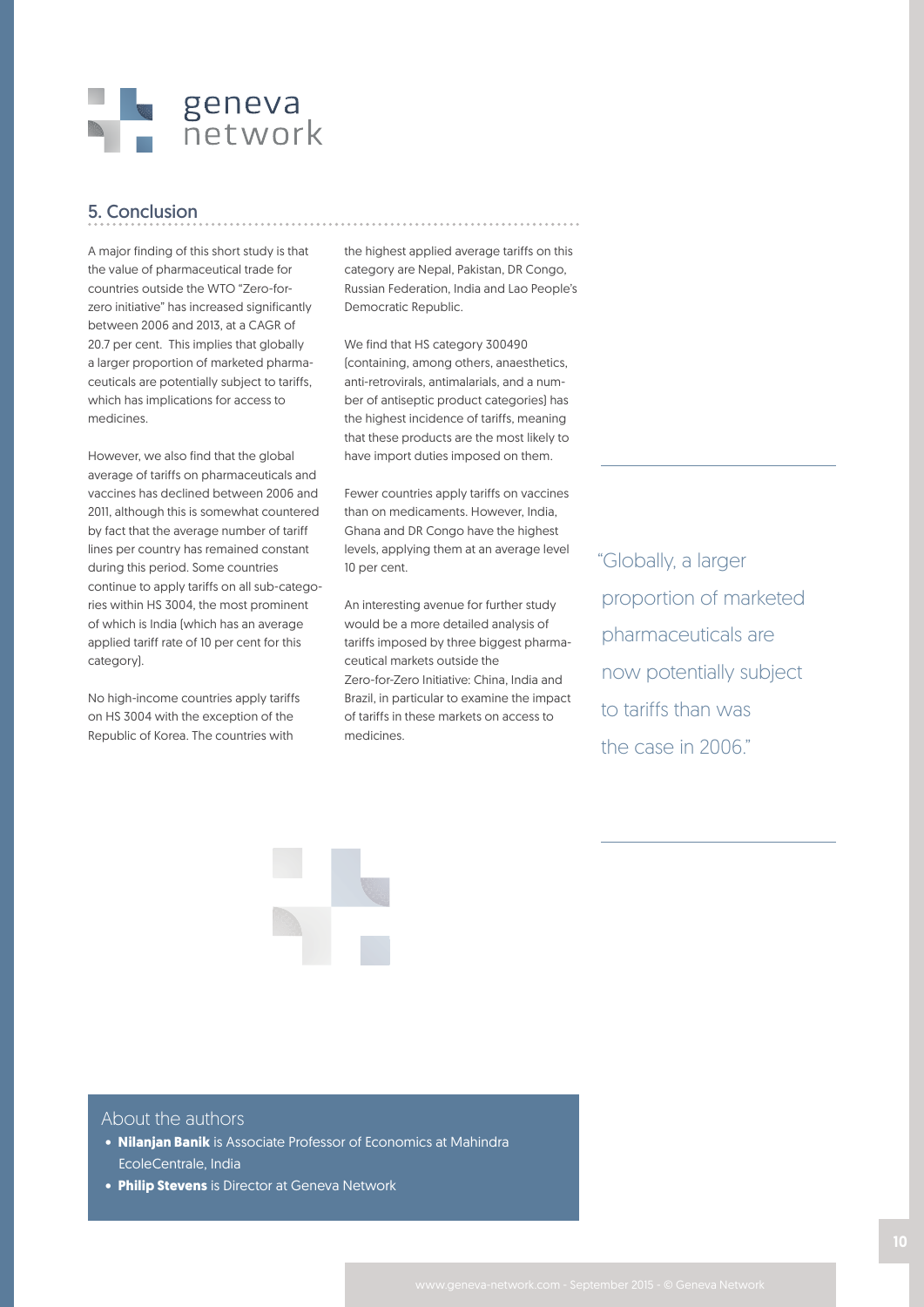## 5. Conclusion

A major finding of this short study is that the value of pharmaceutical trade for countries outside the WTO "Zero-for-zero initiative" has increased significantly between 2006 and 2013, at a CAGR of 20.7 per cent. This implies that globally a larger proportion of marketed pharmaceuticals are potentially subject to tariffs, which has implications for access to medicines.

However, we also find that the global average of tariffs on pharmaceuticals and vaccines has declined between 2006 and 2011, although this is somewhat countered by fact that the average number of tariff lines per country has remained constant during this period. Some countries continue to apply tariffs on all sub-categories within HS 3004, the most prominent of which is India (which has an average applied tariff rate of 10 per cent for this category).

No high-income countries apply tariffs on HS 3004 with the exception of the Republic of Korea. The countries with the highest applied average tariffs on this category are Nepal, Pakistan, DR Congo, Russian Federation, India and Lao People's Democratic Republic.

We find that HS category 300490 (containing, among others, anaesthetics, anti-retrovirals, antimalarials, and a number of antiseptic product categories) has the highest incidence of tariffs, meaning that these products are the most likely to have import duties imposed on them.

Fewer countries apply tariffs on vaccines than on medicaments. However, India, Ghana and DR Congo have the highest levels, applying them at an average level 10 per cent.

An interesting avenue for further study would be a more detailed analysis of tariffs imposed by three biggest pharmaceutical markets outside the Zero-for-Zero Initiative: China, India and Brazil, in particular to examine the impact of tariffs in these markets on access to medicines.

> "Globally, a larger proportion of marketed pharmaceuticals are now potentially subject to tariffs than was the case in 2006."

### About the authors

- **Nilanjan Banik** is Associate Professor of Economics at Mahindra EcoleCentrale, India
- **Philip Stevens** is Director at Geneva Network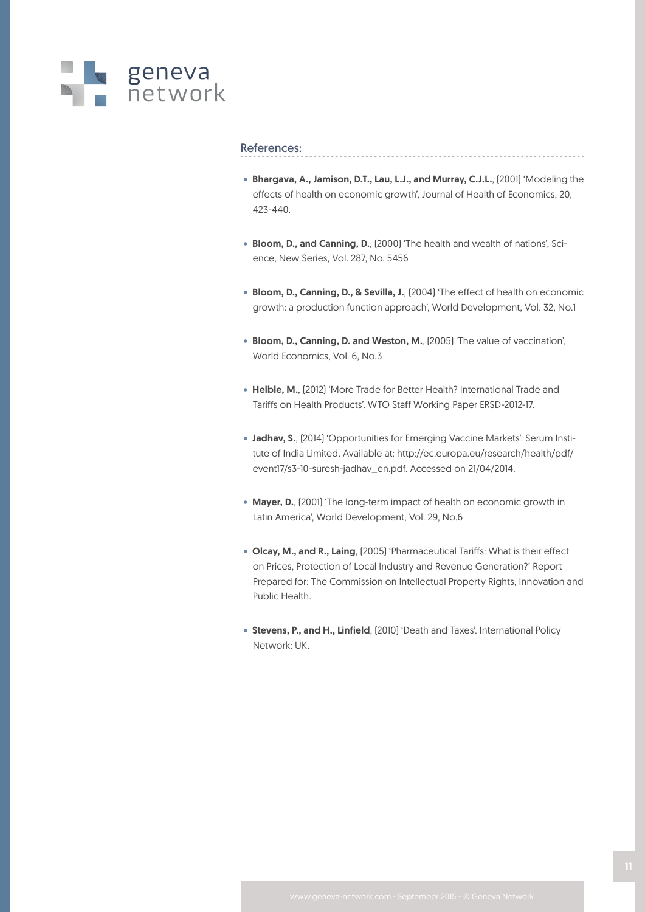## References:

- **Bhargava, A., Jamison, D.T., Lau, L.J., and Murray, C.J.L.**, [2001] 'Modeling the effects of health on economic growth', Journal of Health of Economics, 20, 423-440.
- **Bloom, D., and Canning, D.**, [2000] 'The health and wealth of nations', Science, New Series, Vol. 287, No. 5456
- **Bloom, D., Canning, D., & Sevilla, J.**, [2004] 'The effect of health on economic growth: a production function approach', World Development, Vol. 32, No.1
- **Bloom, D., Canning, D. and Weston, M.**, [2005] 'The value of vaccination', World Economics, Vol. 6, No.3
- **Helble, M.**, [2012] 'More Trade for Better Health? International Trade and Tariffs on Health Products'. WTO Staff Working Paper ERSD-2012-17.
- **Jadhav, S.**, [2014] 'Opportunities for Emerging Vaccine Markets'. Serum Institute of India Limited. Available at: http://ec.europa.eu/research/health/pdf/event17/s3-10-suresh-jadhav_en.pdf. Accessed on 21/04/2014.
- **Mayer, D.**, [2001] 'The long-term impact of health on economic growth in Latin America', World Development, Vol. 29, No.6
- **Olcay, M., and R., Laing**, [2005] 'Pharmaceutical Tariffs: What is their effect on Prices, Protection of Local Industry and Revenue Generation?' Report Prepared for: The Commission on Intellectual Property Rights, Innovation and Public Health.
- **Stevens, P., and H., Linfield**, [2010] 'Death and Taxes'. International Policy Network: UK.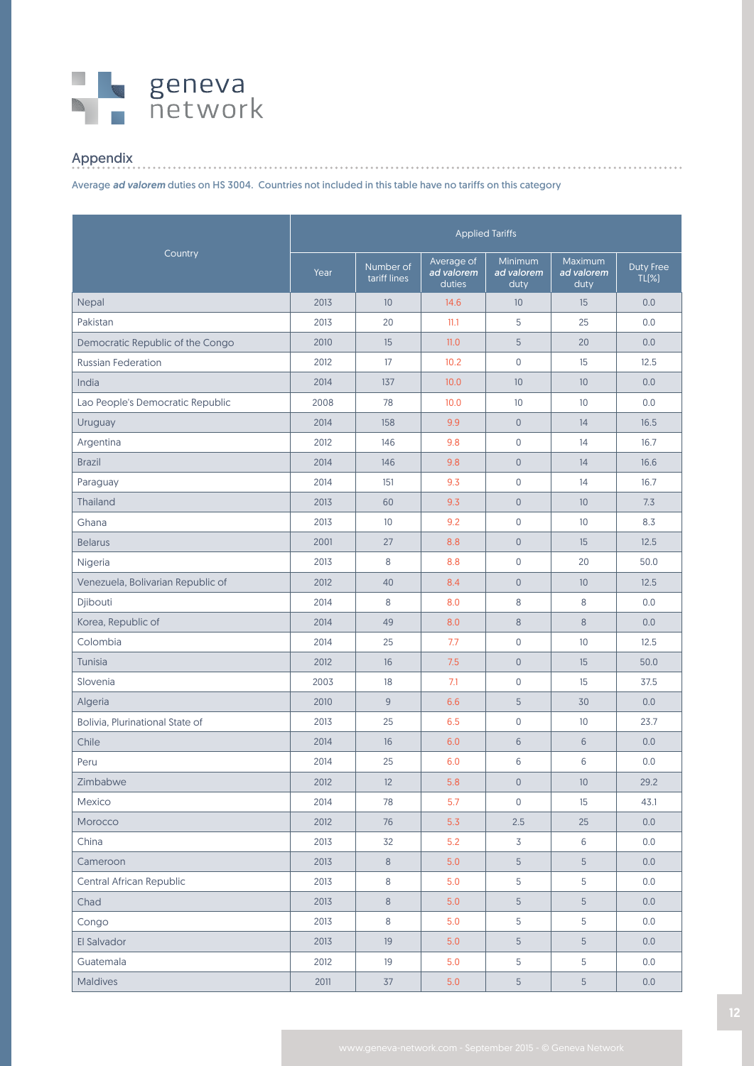## Appendix

Average ***ad valorem*** duties on HS 3004. Countries not included in this table have no tariffs on this category

| Country | Applied Tariffs | | | | | |
|---|---|---|---|---|---|---|
| | Year | Number of tariff lines | Average of *ad valorem* duties | Minimum *ad valorem* duty | Maximum *ad valorem* duty | Duty Free TL[%] |
| Nepal | 2013 | 10 | 14.6 | 10 | 15 | 0.0 |
| Pakistan | 2013 | 20 | 11.1 | 5 | 25 | 0.0 |
| Democratic Republic of the Congo | 2010 | 15 | 11.0 | 5 | 20 | 0.0 |
| Russian Federation | 2012 | 17 | 10.2 | 0 | 15 | 12.5 |
| India | 2014 | 137 | 10.0 | 10 | 10 | 0.0 |
| Lao People's Democratic Republic | 2008 | 78 | 10.0 | 10 | 10 | 0.0 |
| Uruguay | 2014 | 158 | 9.9 | 0 | 14 | 16.5 |
| Argentina | 2012 | 146 | 9.8 | 0 | 14 | 16.7 |
| Brazil | 2014 | 146 | 9.8 | 0 | 14 | 16.6 |
| Paraguay | 2014 | 151 | 9.3 | 0 | 14 | 16.7 |
| Thailand | 2013 | 60 | 9.3 | 0 | 10 | 7.3 |
| Ghana | 2013 | 10 | 9.2 | 0 | 10 | 8.3 |
| Belarus | 2001 | 27 | 8.8 | 0 | 15 | 12.5 |
| Nigeria | 2013 | 8 | 8.8 | 0 | 20 | 50.0 |
| Venezuela, Bolivarian Republic of | 2012 | 40 | 8.4 | 0 | 10 | 12.5 |
| Djibouti | 2014 | 8 | 8.0 | 8 | 8 | 0.0 |
| Korea, Republic of | 2014 | 49 | 8.0 | 8 | 8 | 0.0 |
| Colombia | 2014 | 25 | 7.7 | 0 | 10 | 12.5 |
| Tunisia | 2012 | 16 | 7.5 | 0 | 15 | 50.0 |
| Slovenia | 2003 | 18 | 7.1 | 0 | 15 | 37.5 |
| Algeria | 2010 | 9 | 6.6 | 5 | 30 | 0.0 |
| Bolivia, Plurinational State of | 2013 | 25 | 6.5 | 0 | 10 | 23.7 |
| Chile | 2014 | 16 | 6.0 | 6 | 6 | 0.0 |
| Peru | 2014 | 25 | 6.0 | 6 | 6 | 0.0 |
| Zimbabwe | 2012 | 12 | 5.8 | 0 | 10 | 29.2 |
| Mexico | 2014 | 78 | 5.7 | 0 | 15 | 43.1 |
| Morocco | 2012 | 76 | 5.3 | 2.5 | 25 | 0.0 |
| China | 2013 | 32 | 5.2 | 3 | 6 | 0.0 |
| Cameroon | 2013 | 8 | 5.0 | 5 | 5 | 0.0 |
| Central African Republic | 2013 | 8 | 5.0 | 5 | 5 | 0.0 |
| Chad | 2013 | 8 | 5.0 | 5 | 5 | 0.0 |
| Congo | 2013 | 8 | 5.0 | 5 | 5 | 0.0 |
| El Salvador | 2013 | 19 | 5.0 | 5 | 5 | 0.0 |
| Guatemala | 2012 | 19 | 5.0 | 5 | 5 | 0.0 |
| Maldives | 2011 | 37 | 5.0 | 5 | 5 | 0.0 |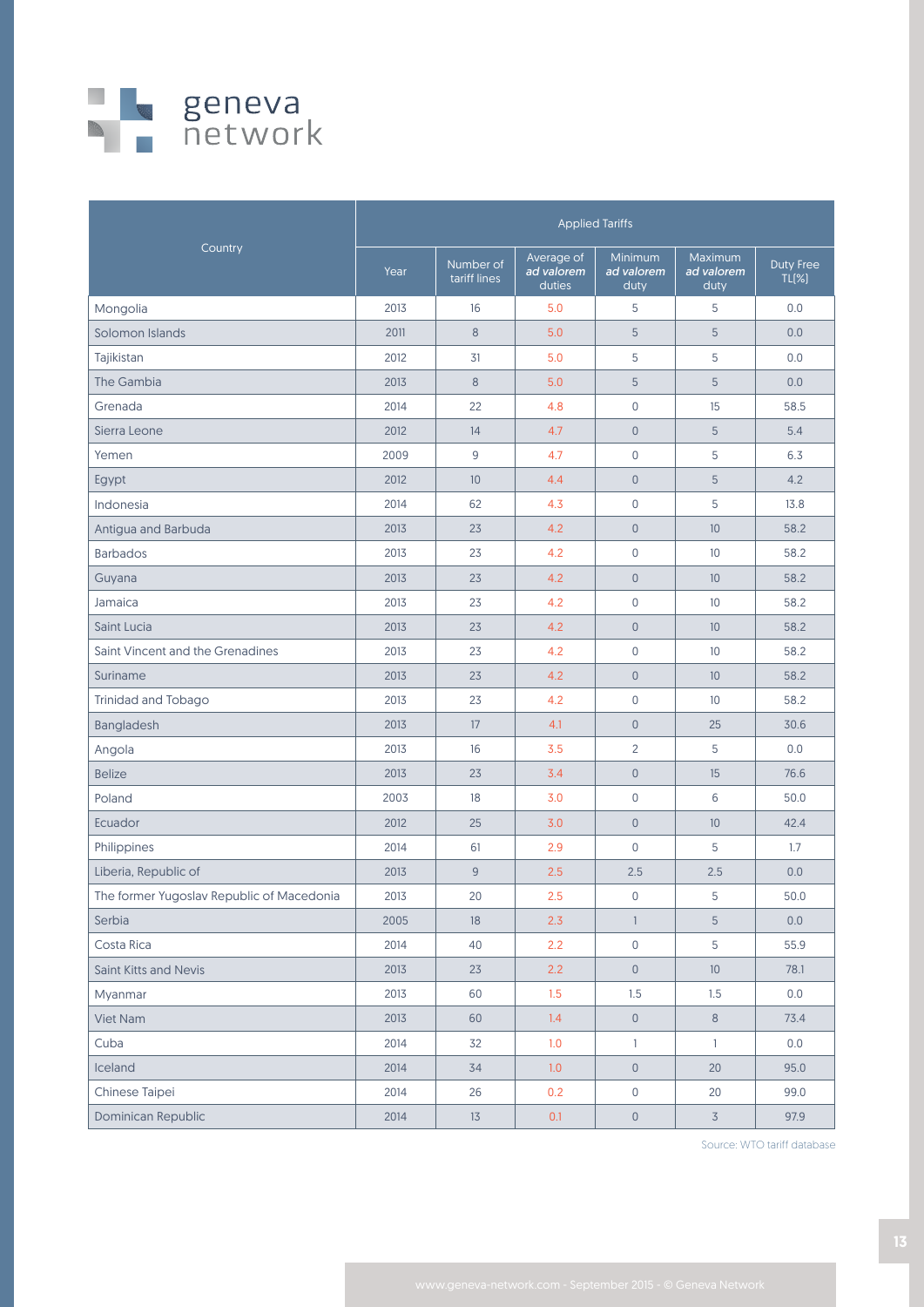| Country | Applied Tariffs | | | | | |
|---|---|---|---|---|---|---|
| | Year | Number of tariff lines | Average of *ad valorem* duties | Minimum *ad valorem* duty | Maximum *ad valorem* duty | Duty Free TL[%] |
| Mongolia | 2013 | 16 | 5.0 | 5 | 5 | 0.0 |
| Solomon Islands | 2011 | 8 | 5.0 | 5 | 5 | 0.0 |
| Tajikistan | 2012 | 31 | 5.0 | 5 | 5 | 0.0 |
| The Gambia | 2013 | 8 | 5.0 | 5 | 5 | 0.0 |
| Grenada | 2014 | 22 | 4.8 | 0 | 15 | 58.5 |
| Sierra Leone | 2012 | 14 | 4.7 | 0 | 5 | 5.4 |
| Yemen | 2009 | 9 | 4.7 | 0 | 5 | 6.3 |
| Egypt | 2012 | 10 | 4.4 | 0 | 5 | 4.2 |
| Indonesia | 2014 | 62 | 4.3 | 0 | 5 | 13.8 |
| Antigua and Barbuda | 2013 | 23 | 4.2 | 0 | 10 | 58.2 |
| Barbados | 2013 | 23 | 4.2 | 0 | 10 | 58.2 |
| Guyana | 2013 | 23 | 4.2 | 0 | 10 | 58.2 |
| Jamaica | 2013 | 23 | 4.2 | 0 | 10 | 58.2 |
| Saint Lucia | 2013 | 23 | 4.2 | 0 | 10 | 58.2 |
| Saint Vincent and the Grenadines | 2013 | 23 | 4.2 | 0 | 10 | 58.2 |
| Suriname | 2013 | 23 | 4.2 | 0 | 10 | 58.2 |
| Trinidad and Tobago | 2013 | 23 | 4.2 | 0 | 10 | 58.2 |
| Bangladesh | 2013 | 17 | 4.1 | 0 | 25 | 30.6 |
| Angola | 2013 | 16 | 3.5 | 2 | 5 | 0.0 |
| Belize | 2013 | 23 | 3.4 | 0 | 15 | 76.6 |
| Poland | 2003 | 18 | 3.0 | 0 | 6 | 50.0 |
| Ecuador | 2012 | 25 | 3.0 | 0 | 10 | 42.4 |
| Philippines | 2014 | 61 | 2.9 | 0 | 5 | 1.7 |
| Liberia, Republic of | 2013 | 9 | 2.5 | 2.5 | 2.5 | 0.0 |
| The former Yugoslav Republic of Macedonia | 2013 | 20 | 2.5 | 0 | 5 | 50.0 |
| Serbia | 2005 | 18 | 2.3 | 1 | 5 | 0.0 |
| Costa Rica | 2014 | 40 | 2.2 | 0 | 5 | 55.9 |
| Saint Kitts and Nevis | 2013 | 23 | 2.2 | 0 | 10 | 78.1 |
| Myanmar | 2013 | 60 | 1.5 | 1.5 | 1.5 | 0.0 |
| Viet Nam | 2013 | 60 | 1.4 | 0 | 8 | 73.4 |
| Cuba | 2014 | 32 | 1.0 | 1 | 1 | 0.0 |
| Iceland | 2014 | 34 | 1.0 | 0 | 20 | 95.0 |
| Chinese Taipei | 2014 | 26 | 0.2 | 0 | 20 | 99.0 |
| Dominican Republic | 2014 | 13 | 0.1 | 0 | 3 | 97.9 |

Source: WTO tariff database